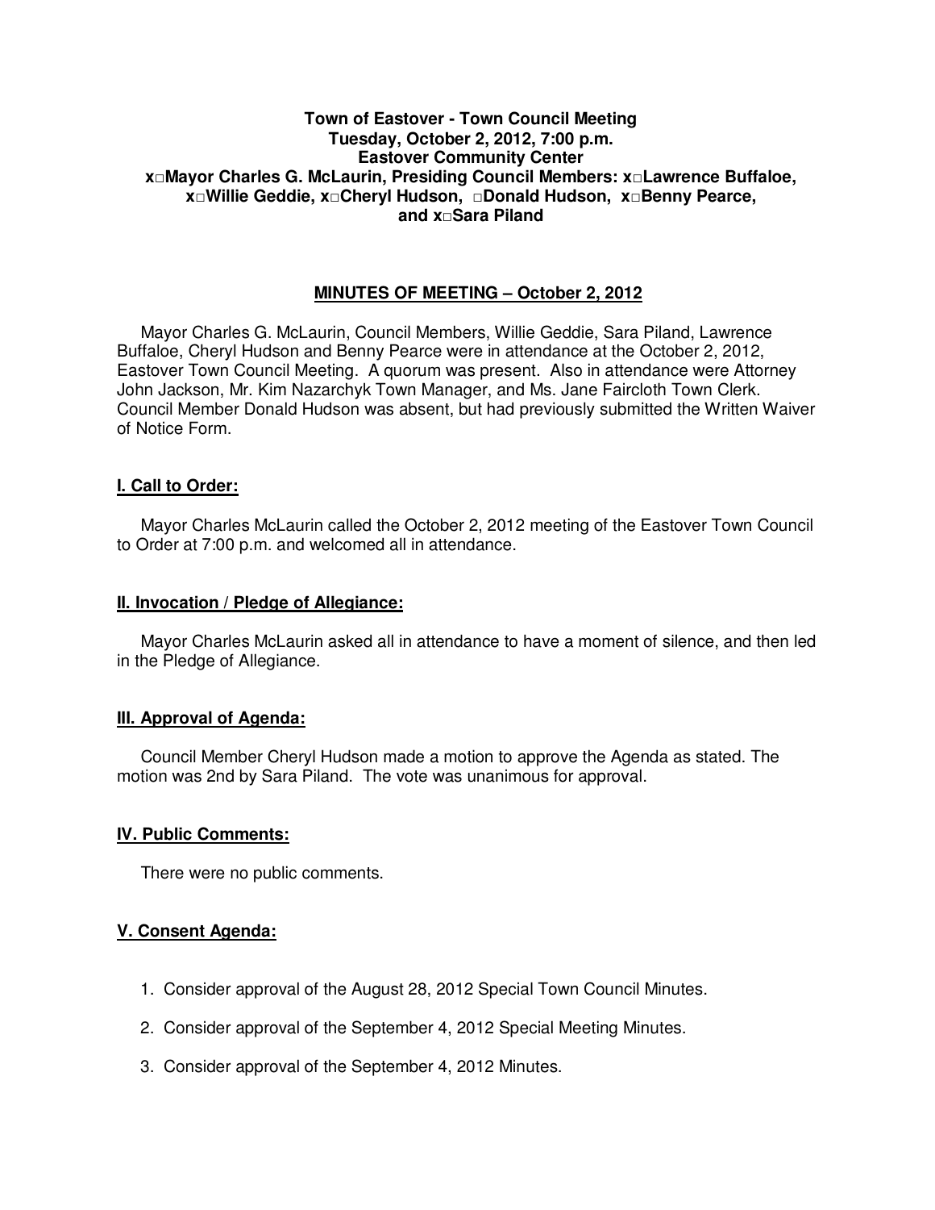**Town of Eastover - Town Council Meeting**
**Tuesday, October 2, 2012, 7:00 p.m.**
**Eastover Community Center**
**x□Mayor Charles G. McLaurin, Presiding Council Members: x□Lawrence Buffaloe, x□Willie Geddie, x□Cheryl Hudson, □Donald Hudson, x□Benny Pearce, and x□Sara Piland**

## MINUTES OF MEETING – October 2, 2012

Mayor Charles G. McLaurin, Council Members, Willie Geddie, Sara Piland, Lawrence Buffaloe, Cheryl Hudson and Benny Pearce were in attendance at the October 2, 2012, Eastover Town Council Meeting. A quorum was present. Also in attendance were Attorney John Jackson, Mr. Kim Nazarchyk Town Manager, and Ms. Jane Faircloth Town Clerk. Council Member Donald Hudson was absent, but had previously submitted the Written Waiver of Notice Form.

### I. Call to Order:

Mayor Charles McLaurin called the October 2, 2012 meeting of the Eastover Town Council to Order at 7:00 p.m. and welcomed all in attendance.

### II. Invocation / Pledge of Allegiance:

Mayor Charles McLaurin asked all in attendance to have a moment of silence, and then led in the Pledge of Allegiance.

### III. Approval of Agenda:

Council Member Cheryl Hudson made a motion to approve the Agenda as stated. The motion was 2nd by Sara Piland. The vote was unanimous for approval.

### IV. Public Comments:

There were no public comments.

### V. Consent Agenda:

1. Consider approval of the August 28, 2012 Special Town Council Minutes.
2. Consider approval of the September 4, 2012 Special Meeting Minutes.
3. Consider approval of the September 4, 2012 Minutes.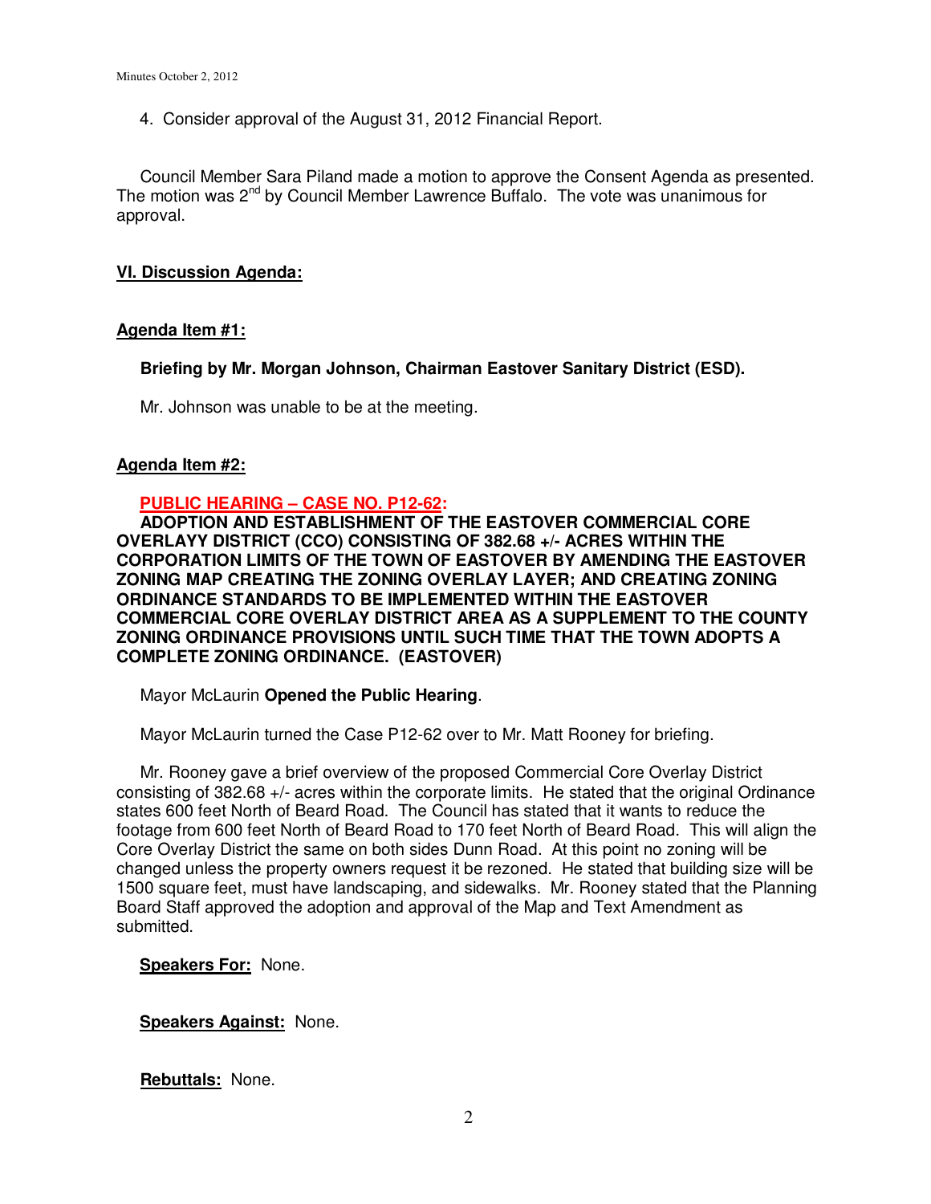4. Consider approval of the August 31, 2012 Financial Report.

Council Member Sara Piland made a motion to approve the Consent Agenda as presented. The motion was 2[nd] by Council Member Lawrence Buffalo. The vote was unanimous for approval.

## VI. Discussion Agenda:

### Agenda Item #1:

**Briefing by Mr. Morgan Johnson, Chairman Eastover Sanitary District (ESD).**

Mr. Johnson was unable to be at the meeting.

### Agenda Item #2:

**PUBLIC HEARING – CASE NO. P12-62:**
**ADOPTION AND ESTABLISHMENT OF THE EASTOVER COMMERCIAL CORE OVERLAYY DISTRICT (CCO) CONSISTING OF 382.68 +/- ACRES WITHIN THE CORPORATION LIMITS OF THE TOWN OF EASTOVER BY AMENDING THE EASTOVER ZONING MAP CREATING THE ZONING OVERLAY LAYER; AND CREATING ZONING ORDINANCE STANDARDS TO BE IMPLEMENTED WITHIN THE EASTOVER COMMERCIAL CORE OVERLAY DISTRICT AREA AS A SUPPLEMENT TO THE COUNTY ZONING ORDINANCE PROVISIONS UNTIL SUCH TIME THAT THE TOWN ADOPTS A COMPLETE ZONING ORDINANCE. (EASTOVER)**

Mayor McLaurin **Opened the Public Hearing**.

Mayor McLaurin turned the Case P12-62 over to Mr. Matt Rooney for briefing.

Mr. Rooney gave a brief overview of the proposed Commercial Core Overlay District consisting of 382.68 +/- acres within the corporate limits. He stated that the original Ordinance states 600 feet North of Beard Road. The Council has stated that it wants to reduce the footage from 600 feet North of Beard Road to 170 feet North of Beard Road. This will align the Core Overlay District the same on both sides Dunn Road. At this point no zoning will be changed unless the property owners request it be rezoned. He stated that building size will be 1500 square feet, must have landscaping, and sidewalks. Mr. Rooney stated that the Planning Board Staff approved the adoption and approval of the Map and Text Amendment as submitted.

**Speakers For:** None.

**Speakers Against:** None.

**Rebuttals:** None.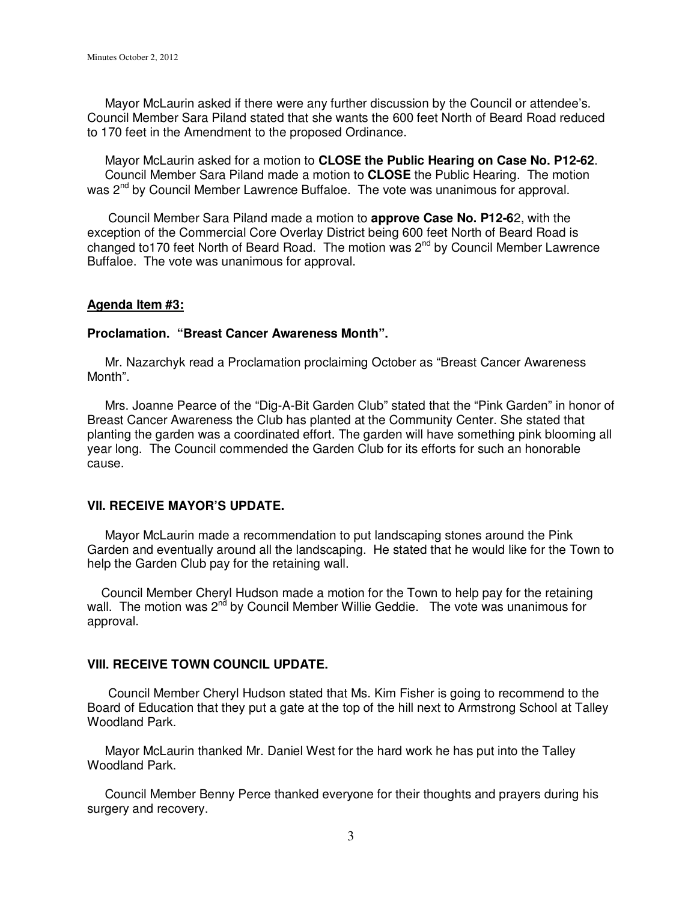Mayor McLaurin asked if there were any further discussion by the Council or attendee's. Council Member Sara Piland stated that she wants the 600 feet North of Beard Road reduced to 170 feet in the Amendment to the proposed Ordinance.

Mayor McLaurin asked for a motion to **CLOSE the Public Hearing on Case No. P12-62**. Council Member Sara Piland made a motion to **CLOSE** the Public Hearing. The motion was 2[nd] by Council Member Lawrence Buffaloe. The vote was unanimous for approval.

Council Member Sara Piland made a motion to **approve Case No. P12-6**2, with the exception of the Commercial Core Overlay District being 600 feet North of Beard Road is changed to170 feet North of Beard Road. The motion was 2[nd] by Council Member Lawrence Buffaloe. The vote was unanimous for approval.

**Agenda Item #3:**

**Proclamation. "Breast Cancer Awareness Month".**

Mr. Nazarchyk read a Proclamation proclaiming October as "Breast Cancer Awareness Month".

Mrs. Joanne Pearce of the "Dig-A-Bit Garden Club" stated that the "Pink Garden" in honor of Breast Cancer Awareness the Club has planted at the Community Center. She stated that planting the garden was a coordinated effort. The garden will have something pink blooming all year long. The Council commended the Garden Club for its efforts for such an honorable cause.

## VII. RECEIVE MAYOR'S UPDATE.

Mayor McLaurin made a recommendation to put landscaping stones around the Pink Garden and eventually around all the landscaping. He stated that he would like for the Town to help the Garden Club pay for the retaining wall.

Council Member Cheryl Hudson made a motion for the Town to help pay for the retaining wall. The motion was 2[nd] by Council Member Willie Geddie. The vote was unanimous for approval.

## VIII. RECEIVE TOWN COUNCIL UPDATE.

Council Member Cheryl Hudson stated that Ms. Kim Fisher is going to recommend to the Board of Education that they put a gate at the top of the hill next to Armstrong School at Talley Woodland Park.

Mayor McLaurin thanked Mr. Daniel West for the hard work he has put into the Talley Woodland Park.

Council Member Benny Perce thanked everyone for their thoughts and prayers during his surgery and recovery.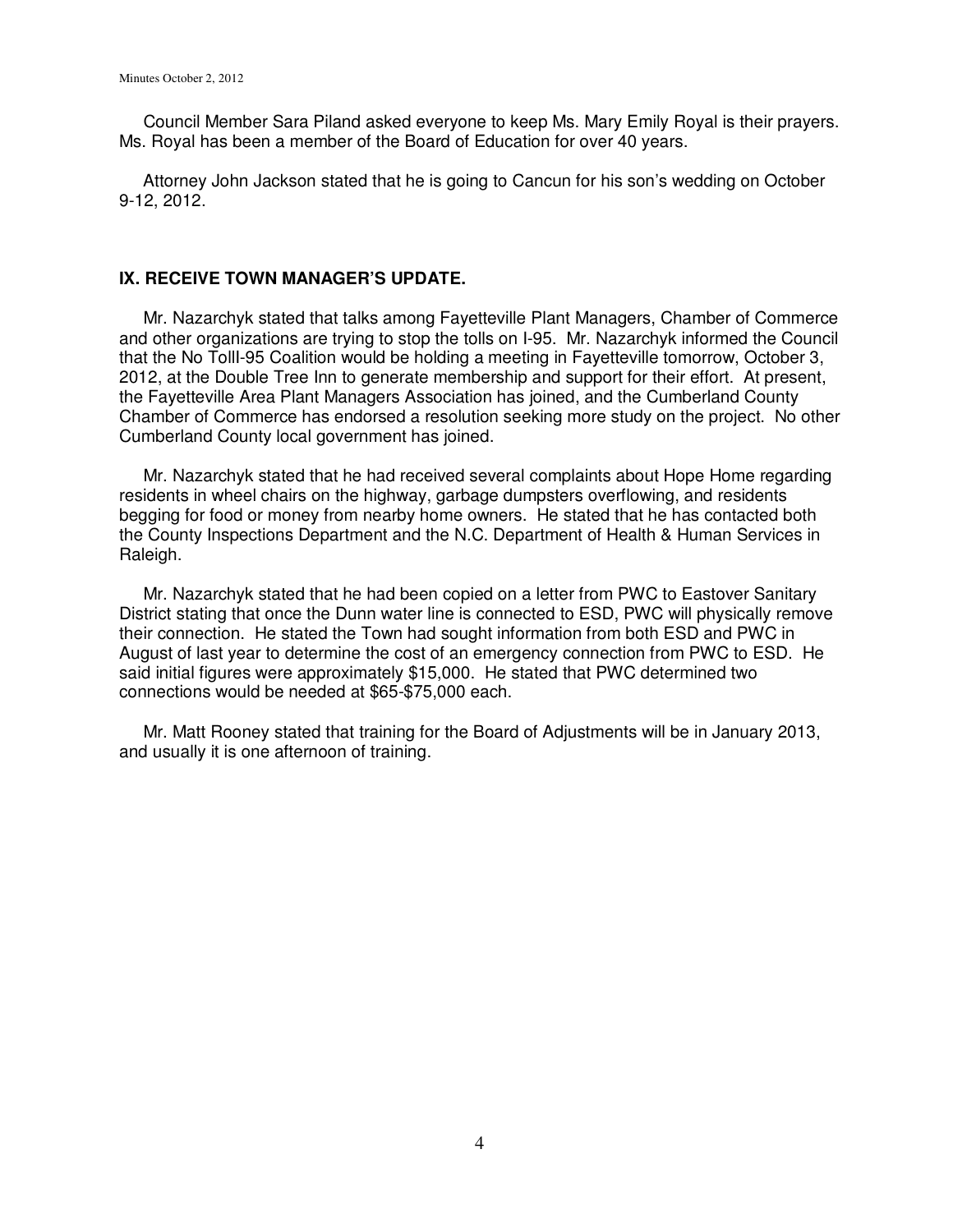Council Member Sara Piland asked everyone to keep Ms. Mary Emily Royal is their prayers. Ms. Royal has been a member of the Board of Education for over 40 years.

Attorney John Jackson stated that he is going to Cancun for his son's wedding on October 9-12, 2012.

## IX. RECEIVE TOWN MANAGER'S UPDATE.

Mr. Nazarchyk stated that talks among Fayetteville Plant Managers, Chamber of Commerce and other organizations are trying to stop the tolls on I-95. Mr. Nazarchyk informed the Council that the No TollI-95 Coalition would be holding a meeting in Fayetteville tomorrow, October 3, 2012, at the Double Tree Inn to generate membership and support for their effort. At present, the Fayetteville Area Plant Managers Association has joined, and the Cumberland County Chamber of Commerce has endorsed a resolution seeking more study on the project. No other Cumberland County local government has joined.

Mr. Nazarchyk stated that he had received several complaints about Hope Home regarding residents in wheel chairs on the highway, garbage dumpsters overflowing, and residents begging for food or money from nearby home owners. He stated that he has contacted both the County Inspections Department and the N.C. Department of Health & Human Services in Raleigh.

Mr. Nazarchyk stated that he had been copied on a letter from PWC to Eastover Sanitary District stating that once the Dunn water line is connected to ESD, PWC will physically remove their connection. He stated the Town had sought information from both ESD and PWC in August of last year to determine the cost of an emergency connection from PWC to ESD. He said initial figures were approximately $15,000. He stated that PWC determined two connections would be needed at $65-$75,000 each.

Mr. Matt Rooney stated that training for the Board of Adjustments will be in January 2013, and usually it is one afternoon of training.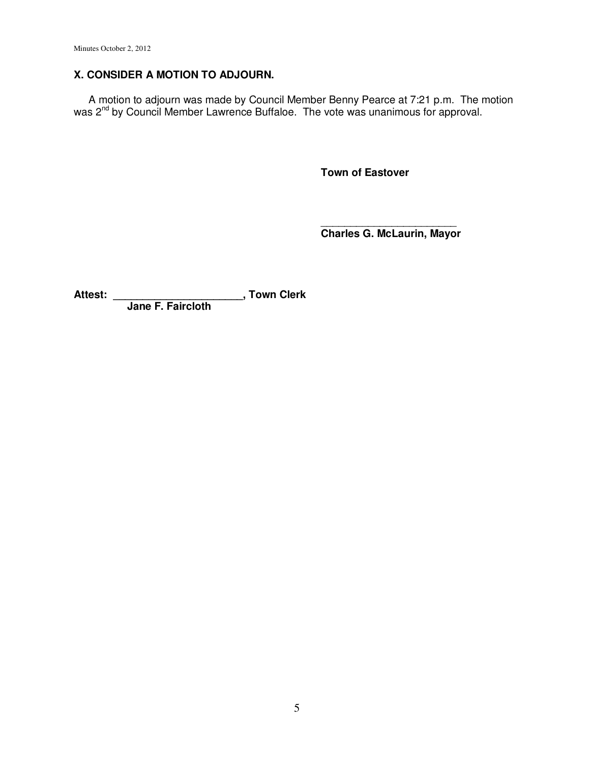### X. CONSIDER A MOTION TO ADJOURN.

A motion to adjourn was made by Council Member Benny Pearce at 7:21 p.m. The motion was 2nd by Council Member Lawrence Buffaloe. The vote was unanimous for approval.

**Town of Eastover**

________________________
**Charles G. McLaurin, Mayor**

**Attest: ______________________, Town Clerk**
**Jane F. Faircloth**